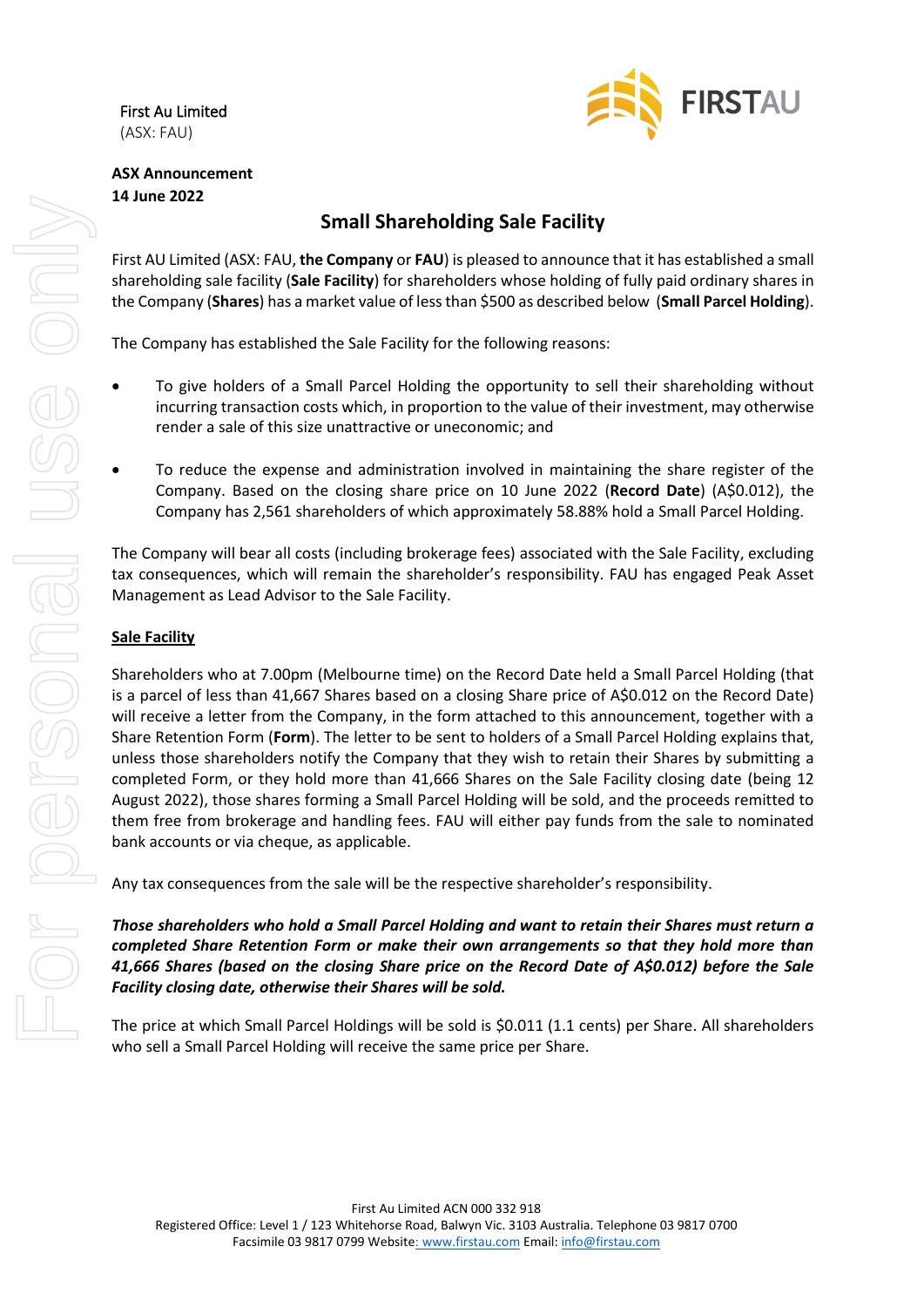First Au Limited
(ASX: FAU)

FIRSTAU

**ASX Announcement**
**14 June 2022**

# Small Shareholding Sale Facility

First AU Limited (ASX: FAU, **the Company** or **FAU**) is pleased to announce that it has established a small shareholding sale facility (**Sale Facility**) for shareholders whose holding of fully paid ordinary shares in the Company (**Shares**) has a market value of less than $500 as described below (**Small Parcel Holding**).

The Company has established the Sale Facility for the following reasons:

- To give holders of a Small Parcel Holding the opportunity to sell their shareholding without incurring transaction costs which, in proportion to the value of their investment, may otherwise render a sale of this size unattractive or uneconomic; and
- To reduce the expense and administration involved in maintaining the share register of the Company. Based on the closing share price on 10 June 2022 (**Record Date**) (A$0.012), the Company has 2,561 shareholders of which approximately 58.88% hold a Small Parcel Holding.

The Company will bear all costs (including brokerage fees) associated with the Sale Facility, excluding tax consequences, which will remain the shareholder's responsibility. FAU has engaged Peak Asset Management as Lead Advisor to the Sale Facility.

## Sale Facility

Shareholders who at 7.00pm (Melbourne time) on the Record Date held a Small Parcel Holding (that is a parcel of less than 41,667 Shares based on a closing Share price of A$0.012 on the Record Date) will receive a letter from the Company, in the form attached to this announcement, together with a Share Retention Form (**Form**). The letter to be sent to holders of a Small Parcel Holding explains that, unless those shareholders notify the Company that they wish to retain their Shares by submitting a completed Form, or they hold more than 41,666 Shares on the Sale Facility closing date (being 12 August 2022), those shares forming a Small Parcel Holding will be sold, and the proceeds remitted to them free from brokerage and handling fees. FAU will either pay funds from the sale to nominated bank accounts or via cheque, as applicable.

Any tax consequences from the sale will be the respective shareholder's responsibility.

***Those shareholders who hold a Small Parcel Holding and want to retain their Shares must return a completed Share Retention Form or make their own arrangements so that they hold more than 41,666 Shares (based on the closing Share price on the Record Date of A$0.012) before the Sale Facility closing date, otherwise their Shares will be sold.***

The price at which Small Parcel Holdings will be sold is $0.011 (1.1 cents) per Share. All shareholders who sell a Small Parcel Holding will receive the same price per Share.

First Au Limited ACN 000 332 918
Registered Office: Level 1 / 123 Whitehorse Road, Balwyn Vic. 3103 Australia. Telephone 03 9817 0700
Facsimile 03 9817 0799 Website: www.firstau.com Email: info@firstau.com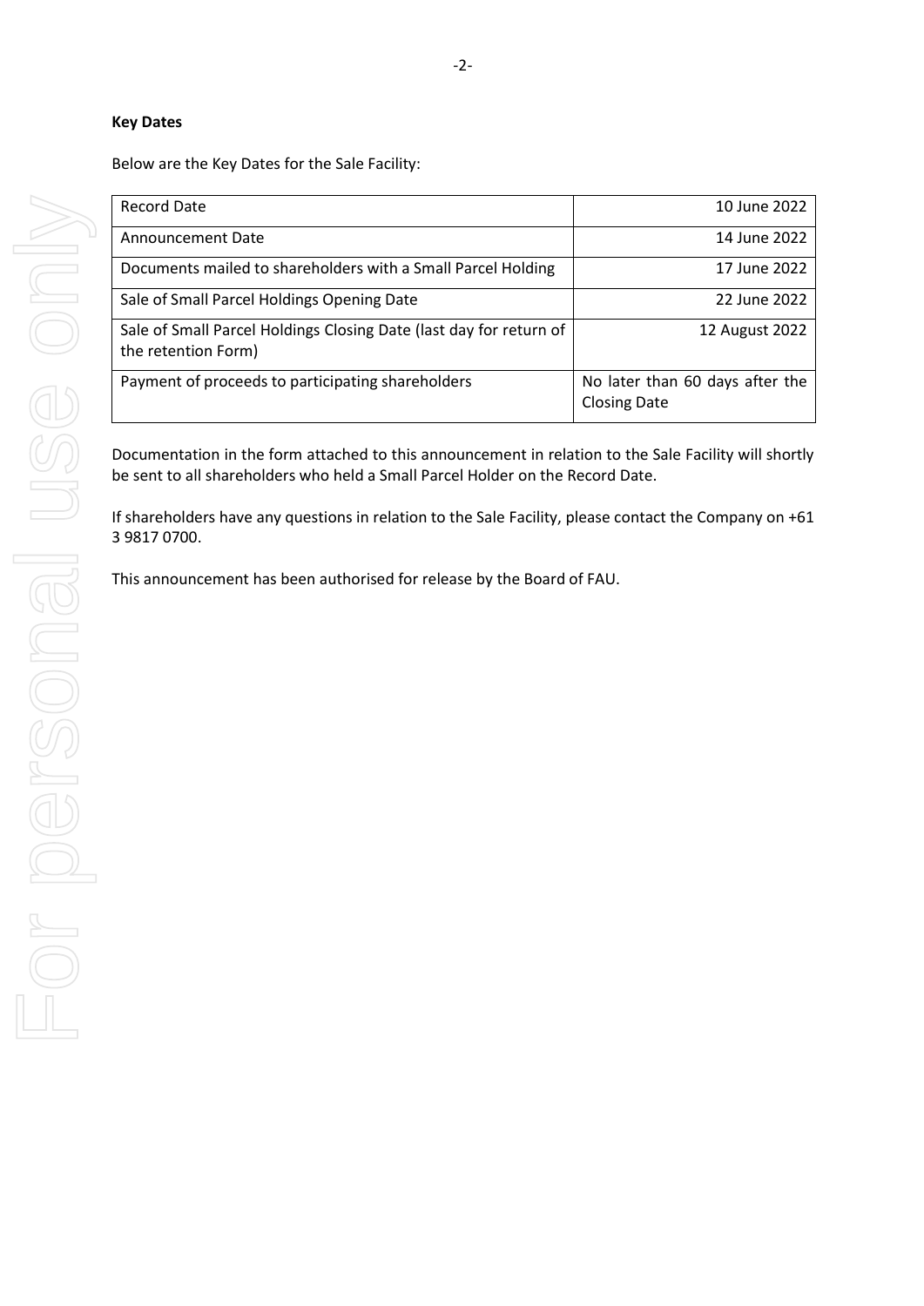**Key Dates**

Below are the Key Dates for the Sale Facility:

| | |
|---|---|
| Record Date | 10 June 2022 |
| Announcement Date | 14 June 2022 |
| Documents mailed to shareholders with a Small Parcel Holding | 17 June 2022 |
| Sale of Small Parcel Holdings Opening Date | 22 June 2022 |
| Sale of Small Parcel Holdings Closing Date (last day for return of the retention Form) | 12 August 2022 |
| Payment of proceeds to participating shareholders | No later than 60 days after the Closing Date |

Documentation in the form attached to this announcement in relation to the Sale Facility will shortly be sent to all shareholders who held a Small Parcel Holder on the Record Date.

If shareholders have any questions in relation to the Sale Facility, please contact the Company on +61 3 9817 0700.

This announcement has been authorised for release by the Board of FAU.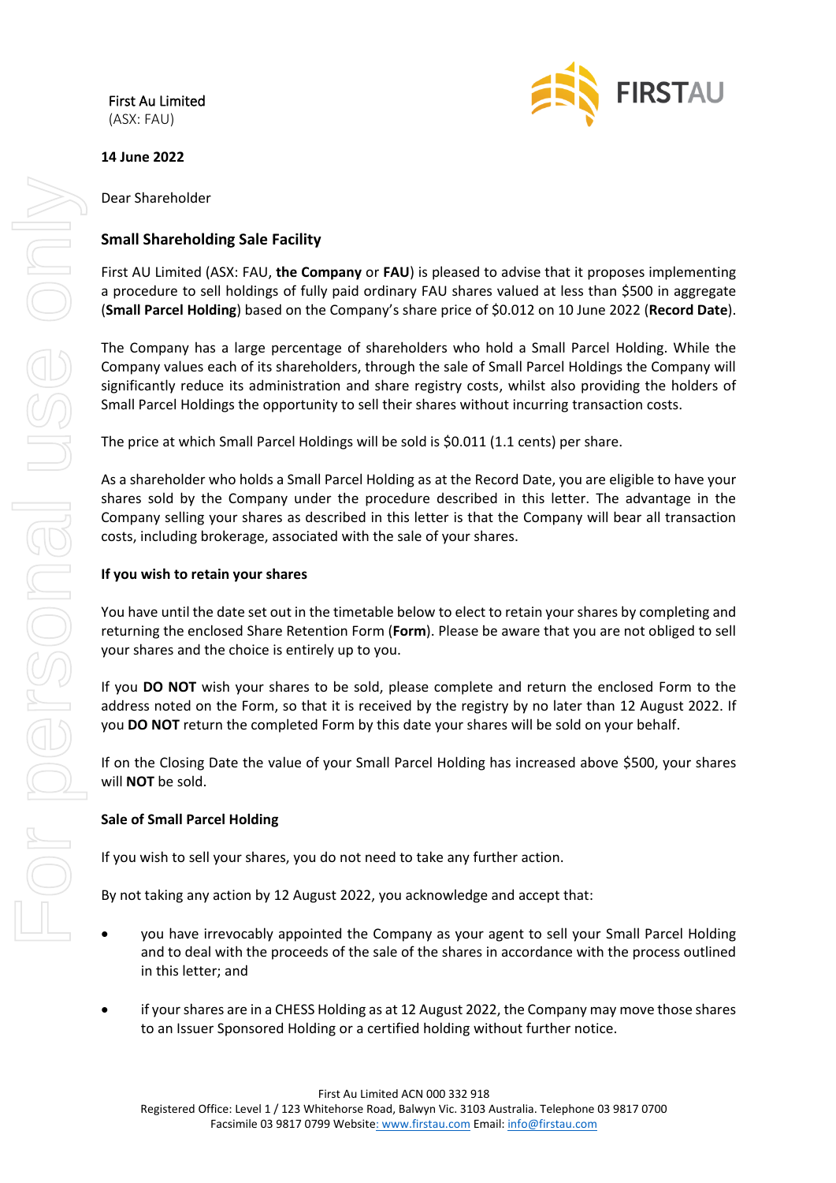First Au Limited
(ASX: FAU)

**14 June 2022**

Dear Shareholder

## Small Shareholding Sale Facility

First AU Limited (ASX: FAU, **the Company** or **FAU**) is pleased to advise that it proposes implementing a procedure to sell holdings of fully paid ordinary FAU shares valued at less than $500 in aggregate (**Small Parcel Holding**) based on the Company's share price of $0.012 on 10 June 2022 (**Record Date**).

The Company has a large percentage of shareholders who hold a Small Parcel Holding. While the Company values each of its shareholders, through the sale of Small Parcel Holdings the Company will significantly reduce its administration and share registry costs, whilst also providing the holders of Small Parcel Holdings the opportunity to sell their shares without incurring transaction costs.

The price at which Small Parcel Holdings will be sold is $0.011 (1.1 cents) per share.

As a shareholder who holds a Small Parcel Holding as at the Record Date, you are eligible to have your shares sold by the Company under the procedure described in this letter. The advantage in the Company selling your shares as described in this letter is that the Company will bear all transaction costs, including brokerage, associated with the sale of your shares.

### If you wish to retain your shares

You have until the date set out in the timetable below to elect to retain your shares by completing and returning the enclosed Share Retention Form (**Form**). Please be aware that you are not obliged to sell your shares and the choice is entirely up to you.

If you **DO NOT** wish your shares to be sold, please complete and return the enclosed Form to the address noted on the Form, so that it is received by the registry by no later than 12 August 2022. If you **DO NOT** return the completed Form by this date your shares will be sold on your behalf.

If on the Closing Date the value of your Small Parcel Holding has increased above $500, your shares will **NOT** be sold.

### Sale of Small Parcel Holding

If you wish to sell your shares, you do not need to take any further action.

By not taking any action by 12 August 2022, you acknowledge and accept that:

- you have irrevocably appointed the Company as your agent to sell your Small Parcel Holding and to deal with the proceeds of the sale of the shares in accordance with the process outlined in this letter; and
- if your shares are in a CHESS Holding as at 12 August 2022, the Company may move those shares to an Issuer Sponsored Holding or a certified holding without further notice.

First Au Limited ACN 000 332 918
Registered Office: Level 1 / 123 Whitehorse Road, Balwyn Vic. 3103 Australia. Telephone 03 9817 0700
Facsimile 03 9817 0799 Website: www.firstau.com Email: info@firstau.com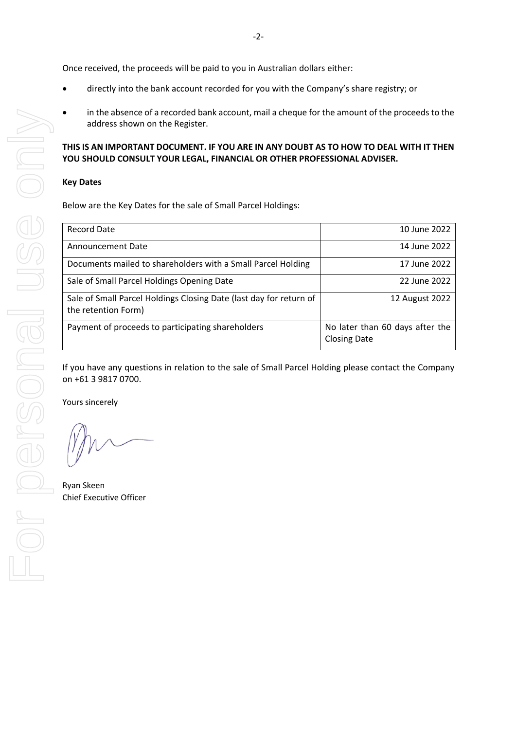Once received, the proceeds will be paid to you in Australian dollars either:

- directly into the bank account recorded for you with the Company's share registry; or
- in the absence of a recorded bank account, mail a cheque for the amount of the proceeds to the address shown on the Register.

**THIS IS AN IMPORTANT DOCUMENT. IF YOU ARE IN ANY DOUBT AS TO HOW TO DEAL WITH IT THEN YOU SHOULD CONSULT YOUR LEGAL, FINANCIAL OR OTHER PROFESSIONAL ADVISER.**

**Key Dates**

Below are the Key Dates for the sale of Small Parcel Holdings:

| | |
|---|---|
| Record Date | 10 June 2022 |
| Announcement Date | 14 June 2022 |
| Documents mailed to shareholders with a Small Parcel Holding | 17 June 2022 |
| Sale of Small Parcel Holdings Opening Date | 22 June 2022 |
| Sale of Small Parcel Holdings Closing Date (last day for return of the retention Form) | 12 August 2022 |
| Payment of proceeds to participating shareholders | No later than 60 days after the Closing Date |

If you have any questions in relation to the sale of Small Parcel Holding please contact the Company on +61 3 9817 0700.

Yours sincerely

Ryan Skeen
Chief Executive Officer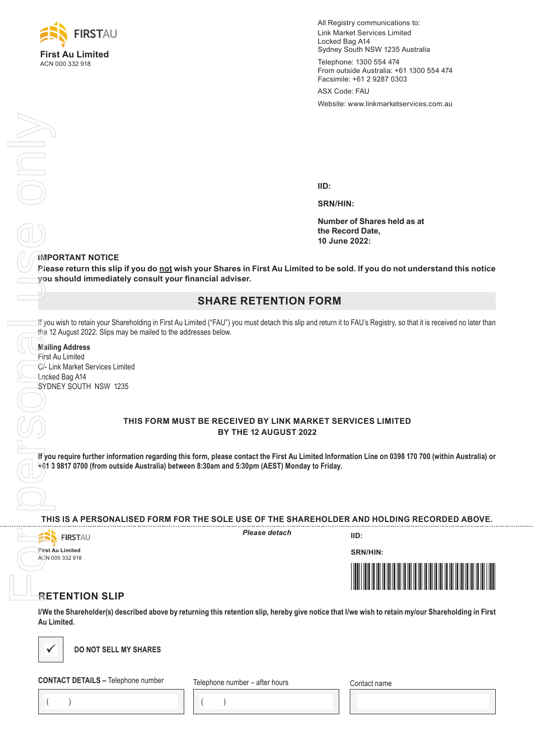**FIRSTAU**

**First Au Limited**
ACN 000 332 918

All Registry communications to:
Link Market Services Limited
Locked Bag A14
Sydney South NSW 1235 Australia

Telephone: 1300 554 474
From outside Australia: +61 1300 554 474
Facsimile: +61 2 9287 0303

ASX Code: FAU

Website: www.linkmarketservices.com.au

**IID:**

**SRN/HIN:**

**Number of Shares held as at the Record Date, 10 June 2022:**

**IMPORTANT NOTICE**

**Please return this slip if you do not wish your Shares in First Au Limited to be sold. If you do not understand this notice you should immediately consult your financial adviser.**

## SHARE RETENTION FORM

If you wish to retain your Shareholding in First Au Limited ("FAU") you must detach this slip and return it to FAU's Registry, so that it is received no later than the 12 August 2022. Slips may be mailed to the addresses below.

**Mailing Address**
First Au Limited
C/- Link Market Services Limited
Locked Bag A14
SYDNEY SOUTH NSW 1235

**THIS FORM MUST BE RECEIVED BY LINK MARKET SERVICES LIMITED BY THE 12 AUGUST 2022**

**If you require further information regarding this form, please contact the First Au Limited Information Line on 0398 170 700 (within Australia) or +61 3 9817 0700 (from outside Australia) between 8:30am and 5:30pm (AEST) Monday to Friday.**

**THIS IS A PERSONALISED FORM FOR THE SOLE USE OF THE SHAREHOLDER AND HOLDING RECORDED ABOVE.**

***Please detach***

**FIRSTAU**

**First Au Limited**
ACN 000 332 918

**IID:**

**SRN/HIN:**

## RETENTION SLIP

**I/We the Shareholder(s) described above by returning this retention slip, hereby give notice that I/we wish to retain my/our Shareholding in First Au Limited.**

✓ **DO NOT SELL MY SHARES**

**CONTACT DETAILS** – Telephone number ( )

Telephone number – after hours ( )

Contact name